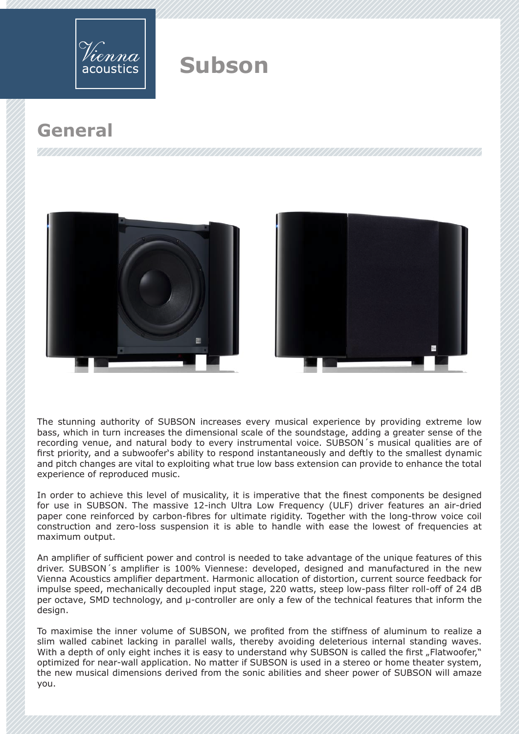# Subson

## General

The stunning authority of SUBSON increases every musical experience by providing extreme low bass, which in turn increases the dimensional scale of the soundstage, adding a greater sense of the recording venue, and natural body to every instrumental voice. SUBSON´s musical qualities are of first priority, and a subwoofer's ability to respond instantaneously and deftly to the smallest dynamic and pitch changes are vital to exploiting what true low bass extension can provide to enhance the total experience of reproduced music.

In order to achieve this level of musicality, it is imperative that the finest components be designed for use in SUBSON. The massive 12-inch Ultra Low Frequency (ULF) driver features an air-dried paper cone reinforced by carbon-fibres for ultimate rigidity. Together with the long-throw voice coil construction and zero-loss suspension it is able to handle with ease the lowest of frequencies at maximum output.

An amplifier of sufficient power and control is needed to take advantage of the unique features of this driver. SUBSON´s amplifier is 100% Viennese: developed, designed and manufactured in the new Vienna Acoustics amplifier department. Harmonic allocation of distortion, current source feedback for impulse speed, mechanically decoupled input stage, 220 watts, steep low-pass filter roll-off of 24 dB per octave, SMD technology, and µ-controller are only a few of the technical features that inform the design.

To maximise the inner volume of SUBSON, we profited from the stiffness of aluminum to realize a slim walled cabinet lacking in parallel walls, thereby avoiding deleterious internal standing waves. With a depth of only eight inches it is easy to understand why SUBSON is called the first „Flatwoofer," optimized for near-wall application. No matter if SUBSON is used in a stereo or home theater system, the new musical dimensions derived from the sonic abilities and sheer power of SUBSON will amaze you.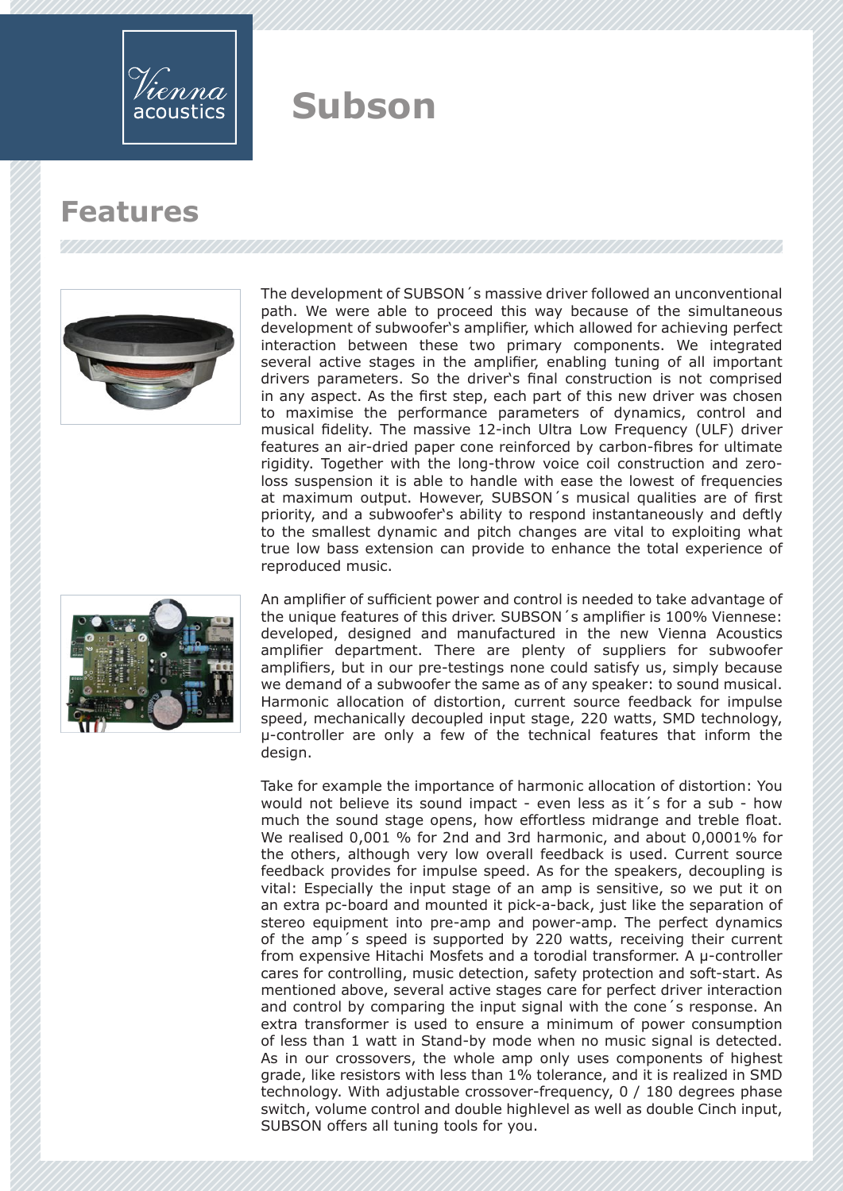# Subson

## Features

The development of SUBSON´s massive driver followed an unconventional path. We were able to proceed this way because of the simultaneous development of subwoofer's amplifier, which allowed for achieving perfect interaction between these two primary components. We integrated several active stages in the amplifier, enabling tuning of all important drivers parameters. So the driver's final construction is not comprised in any aspect. As the first step, each part of this new driver was chosen to maximise the performance parameters of dynamics, control and musical fidelity. The massive 12-inch Ultra Low Frequency (ULF) driver features an air-dried paper cone reinforced by carbon-fibres for ultimate rigidity. Together with the long-throw voice coil construction and zero-loss suspension it is able to handle with ease the lowest of frequencies at maximum output. However, SUBSON´s musical qualities are of first priority, and a subwoofer's ability to respond instantaneously and deftly to the smallest dynamic and pitch changes are vital to exploiting what true low bass extension can provide to enhance the total experience of reproduced music.

An amplifier of sufficient power and control is needed to take advantage of the unique features of this driver. SUBSON´s amplifier is 100% Viennese: developed, designed and manufactured in the new Vienna Acoustics amplifier department. There are plenty of suppliers for subwoofer amplifiers, but in our pre-testings none could satisfy us, simply because we demand of a subwoofer the same as of any speaker: to sound musical. Harmonic allocation of distortion, current source feedback for impulse speed, mechanically decoupled input stage, 220 watts, SMD technology, µ-controller are only a few of the technical features that inform the design.

Take for example the importance of harmonic allocation of distortion: You would not believe its sound impact - even less as it´s for a sub - how much the sound stage opens, how effortless midrange and treble float. We realised 0,001 % for 2nd and 3rd harmonic, and about 0,0001% for the others, although very low overall feedback is used. Current source feedback provides for impulse speed. As for the speakers, decoupling is vital: Especially the input stage of an amp is sensitive, so we put it on an extra pc-board and mounted it pick-a-back, just like the separation of stereo equipment into pre-amp and power-amp. The perfect dynamics of the amp´s speed is supported by 220 watts, receiving their current from expensive Hitachi Mosfets and a torodial transformer. A µ-controller cares for controlling, music detection, safety protection and soft-start. As mentioned above, several active stages care for perfect driver interaction and control by comparing the input signal with the cone´s response. An extra transformer is used to ensure a minimum of power consumption of less than 1 watt in Stand-by mode when no music signal is detected. As in our crossovers, the whole amp only uses components of highest grade, like resistors with less than 1% tolerance, and it is realized in SMD technology. With adjustable crossover-frequency, 0 / 180 degrees phase switch, volume control and double highlevel as well as double Cinch input, SUBSON offers all tuning tools for you.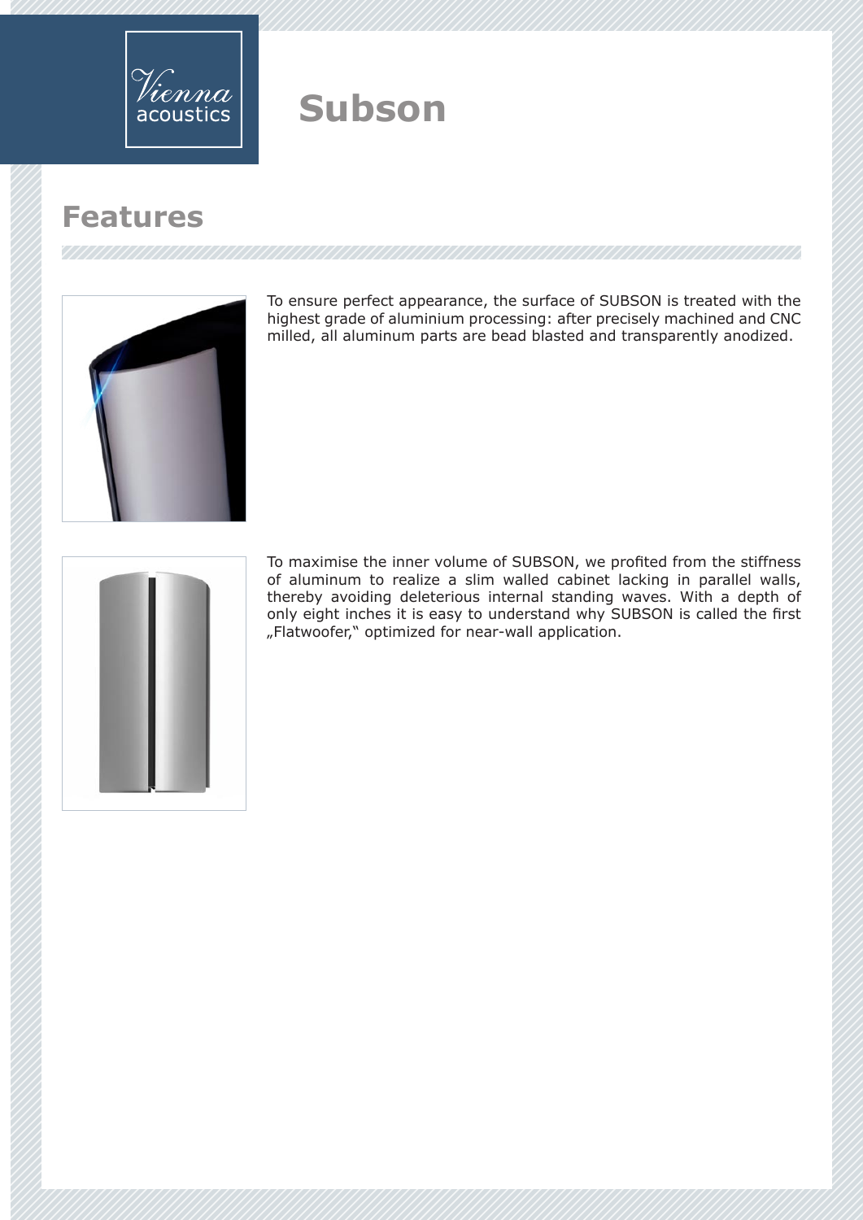# Subson

## Features

To ensure perfect appearance, the surface of SUBSON is treated with the highest grade of aluminium processing: after precisely machined and CNC milled, all aluminum parts are bead blasted and transparently anodized.

To maximise the inner volume of SUBSON, we profited from the stiffness of aluminum to realize a slim walled cabinet lacking in parallel walls, thereby avoiding deleterious internal standing waves. With a depth of only eight inches it is easy to understand why SUBSON is called the first „Flatwoofer," optimized for near-wall application.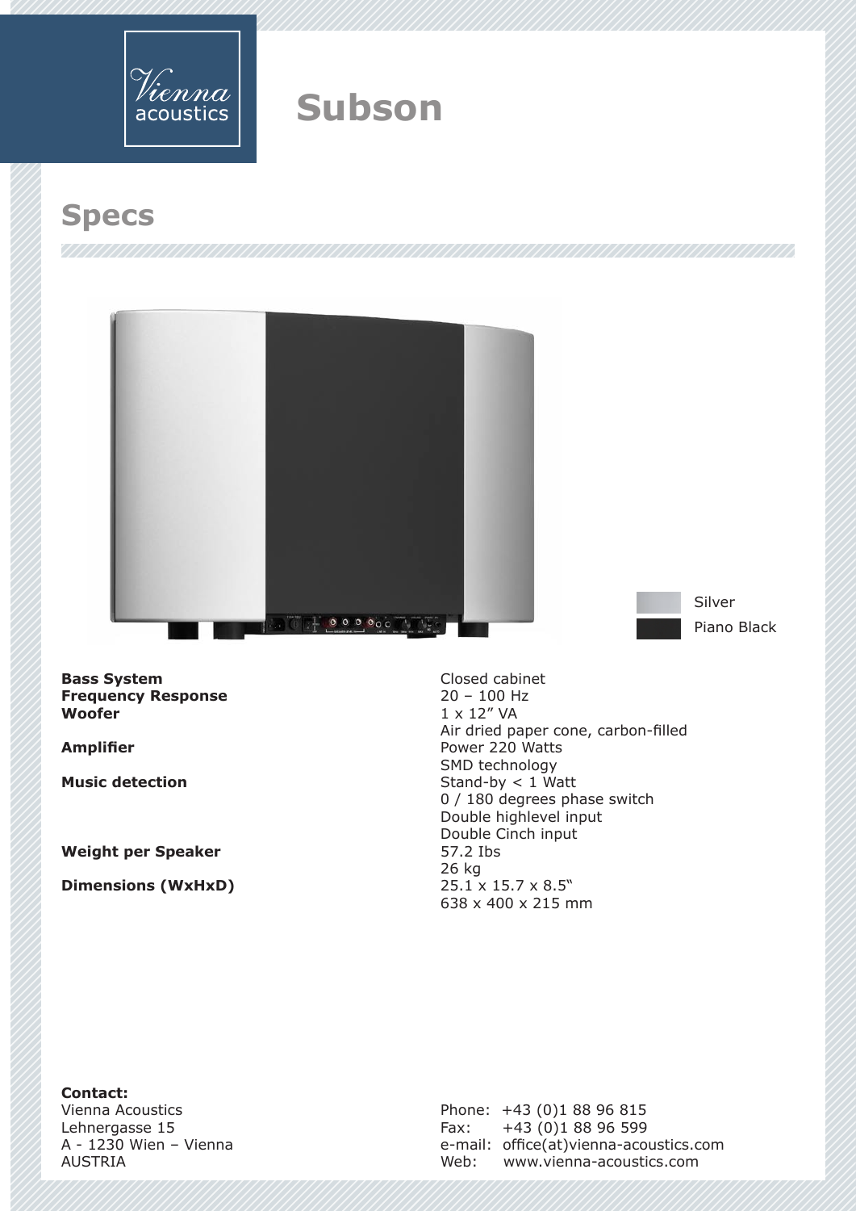# Subson

## Specs

Silver

Piano Black

| | |
|---|---|
| **Bass System** | Closed cabinet |
| **Frequency Response** | 20 – 100 Hz |
| **Woofer** | 1 x 12” VA<br>Air dried paper cone, carbon-filled |
| **Amplifier** | Power 220 Watts<br>SMD technology |
| **Music detection** | Stand-by < 1 Watt<br>0 / 180 degrees phase switch<br>Double highlevel input<br>Double Cinch input |
| **Weight per Speaker** | 57.2 Ibs<br>26 kg |
| **Dimensions (WxHxD)** | 25.1 x 15.7 x 8.5“<br>638 x 400 x 215 mm |

**Contact:**

Vienna Acoustics
Lehnergasse 15
A - 1230 Wien – Vienna
AUSTRIA

Phone: +43 (0)1 88 96 815
Fax: +43 (0)1 88 96 599
e-mail: office(at)vienna-acoustics.com
Web: www.vienna-acoustics.com